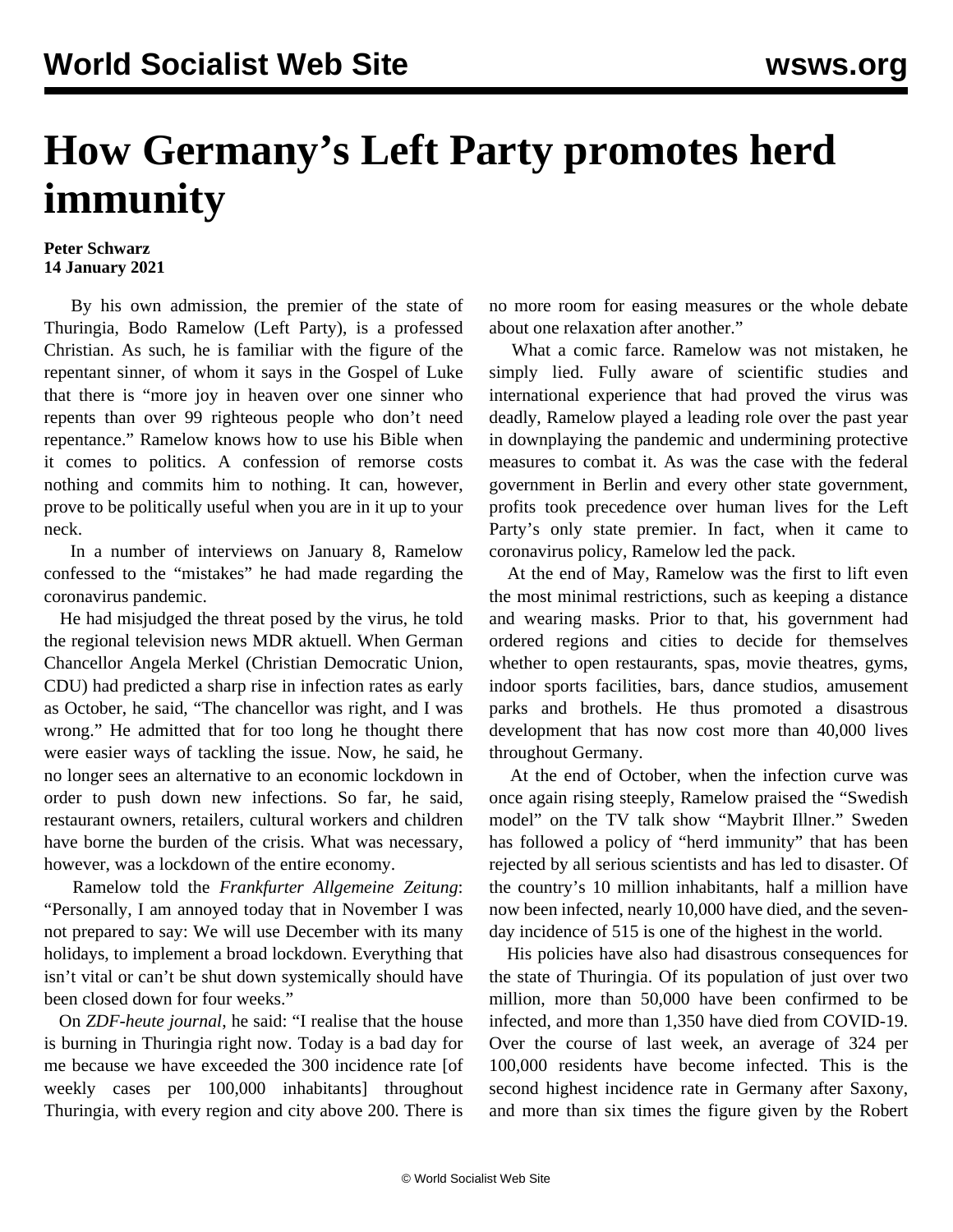# How Germany's Left Party promotes herd immunity

**Peter Schwarz**
**14 January 2021**

By his own admission, the premier of the state of Thuringia, Bodo Ramelow (Left Party), is a professed Christian. As such, he is familiar with the figure of the repentant sinner, of whom it says in the Gospel of Luke that there is "more joy in heaven over one sinner who repents than over 99 righteous people who don't need repentance." Ramelow knows how to use his Bible when it comes to politics. A confession of remorse costs nothing and commits him to nothing. It can, however, prove to be politically useful when you are in it up to your neck.

In a number of interviews on January 8, Ramelow confessed to the "mistakes" he had made regarding the coronavirus pandemic.

He had misjudged the threat posed by the virus, he told the regional television news MDR aktuell. When German Chancellor Angela Merkel (Christian Democratic Union, CDU) had predicted a sharp rise in infection rates as early as October, he said, "The chancellor was right, and I was wrong." He admitted that for too long he thought there were easier ways of tackling the issue. Now, he said, he no longer sees an alternative to an economic lockdown in order to push down new infections. So far, he said, restaurant owners, retailers, cultural workers and children have borne the burden of the crisis. What was necessary, however, was a lockdown of the entire economy.

Ramelow told the *Frankfurter Allgemeine Zeitung*: "Personally, I am annoyed today that in November I was not prepared to say: We will use December with its many holidays, to implement a broad lockdown. Everything that isn't vital or can't be shut down systemically should have been closed down for four weeks."

On *ZDF-heute journal*, he said: "I realise that the house is burning in Thuringia right now. Today is a bad day for me because we have exceeded the 300 incidence rate [of weekly cases per 100,000 inhabitants] throughout Thuringia, with every region and city above 200. There is no more room for easing measures or the whole debate about one relaxation after another."

What a comic farce. Ramelow was not mistaken, he simply lied. Fully aware of scientific studies and international experience that had proved the virus was deadly, Ramelow played a leading role over the past year in downplaying the pandemic and undermining protective measures to combat it. As was the case with the federal government in Berlin and every other state government, profits took precedence over human lives for the Left Party's only state premier. In fact, when it came to coronavirus policy, Ramelow led the pack.

At the end of May, Ramelow was the first to lift even the most minimal restrictions, such as keeping a distance and wearing masks. Prior to that, his government had ordered regions and cities to decide for themselves whether to open restaurants, spas, movie theatres, gyms, indoor sports facilities, bars, dance studios, amusement parks and brothels. He thus promoted a disastrous development that has now cost more than 40,000 lives throughout Germany.

At the end of October, when the infection curve was once again rising steeply, Ramelow praised the "Swedish model" on the TV talk show "Maybrit Illner." Sweden has followed a policy of "herd immunity" that has been rejected by all serious scientists and has led to disaster. Of the country's 10 million inhabitants, half a million have now been infected, nearly 10,000 have died, and the seven-day incidence of 515 is one of the highest in the world.

His policies have also had disastrous consequences for the state of Thuringia. Of its population of just over two million, more than 50,000 have been confirmed to be infected, and more than 1,350 have died from COVID-19. Over the course of last week, an average of 324 per 100,000 residents have become infected. This is the second highest incidence rate in Germany after Saxony, and more than six times the figure given by the Robert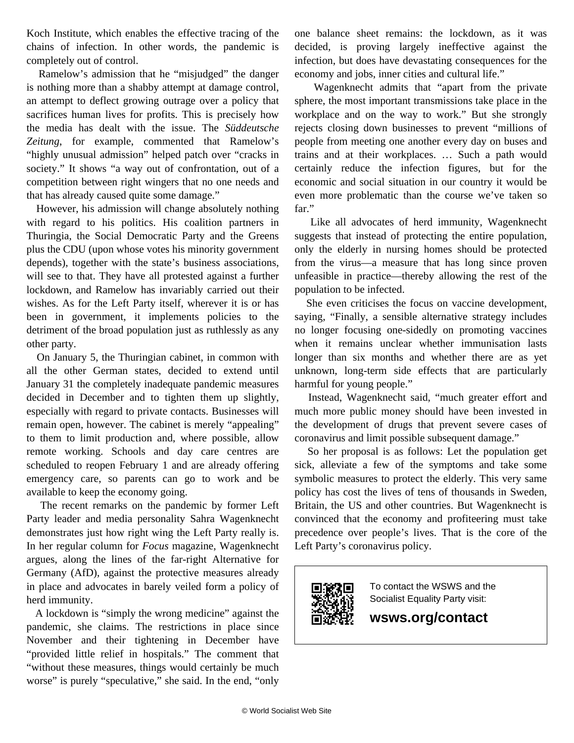Koch Institute, which enables the effective tracing of the chains of infection. In other words, the pandemic is completely out of control.

Ramelow's admission that he "misjudged" the danger is nothing more than a shabby attempt at damage control, an attempt to deflect growing outrage over a policy that sacrifices human lives for profits. This is precisely how the media has dealt with the issue. The *Süddeutsche Zeitung*, for example, commented that Ramelow's "highly unusual admission" helped patch over "cracks in society." It shows "a way out of confrontation, out of a competition between right wingers that no one needs and that has already caused quite some damage."

However, his admission will change absolutely nothing with regard to his politics. His coalition partners in Thuringia, the Social Democratic Party and the Greens plus the CDU (upon whose votes his minority government depends), together with the state's business associations, will see to that. They have all protested against a further lockdown, and Ramelow has invariably carried out their wishes. As for the Left Party itself, wherever it is or has been in government, it implements policies to the detriment of the broad population just as ruthlessly as any other party.

On January 5, the Thuringian cabinet, in common with all the other German states, decided to extend until January 31 the completely inadequate pandemic measures decided in December and to tighten them up slightly, especially with regard to private contacts. Businesses will remain open, however. The cabinet is merely "appealing" to them to limit production and, where possible, allow remote working. Schools and day care centres are scheduled to reopen February 1 and are already offering emergency care, so parents can go to work and be available to keep the economy going.

The recent remarks on the pandemic by former Left Party leader and media personality Sahra Wagenknecht demonstrates just how right wing the Left Party really is. In her regular column for *Focus* magazine, Wagenknecht argues, along the lines of the far-right Alternative for Germany (AfD), against the protective measures already in place and advocates in barely veiled form a policy of herd immunity.

A lockdown is "simply the wrong medicine" against the pandemic, she claims. The restrictions in place since November and their tightening in December have "provided little relief in hospitals." The comment that "without these measures, things would certainly be much worse" is purely "speculative," she said. In the end, "only one balance sheet remains: the lockdown, as it was decided, is proving largely ineffective against the infection, but does have devastating consequences for the economy and jobs, inner cities and cultural life."

Wagenknecht admits that "apart from the private sphere, the most important transmissions take place in the workplace and on the way to work." But she strongly rejects closing down businesses to prevent "millions of people from meeting one another every day on buses and trains and at their workplaces. … Such a path would certainly reduce the infection figures, but for the economic and social situation in our country it would be even more problematic than the course we've taken so far."

Like all advocates of herd immunity, Wagenknecht suggests that instead of protecting the entire population, only the elderly in nursing homes should be protected from the virus—a measure that has long since proven unfeasible in practice—thereby allowing the rest of the population to be infected.

She even criticises the focus on vaccine development, saying, "Finally, a sensible alternative strategy includes no longer focusing one-sidedly on promoting vaccines when it remains unclear whether immunisation lasts longer than six months and whether there are as yet unknown, long-term side effects that are particularly harmful for young people."

Instead, Wagenknecht said, "much greater effort and much more public money should have been invested in the development of drugs that prevent severe cases of coronavirus and limit possible subsequent damage."

So her proposal is as follows: Let the population get sick, alleviate a few of the symptoms and take some symbolic measures to protect the elderly. This very same policy has cost the lives of tens of thousands in Sweden, Britain, the US and other countries. But Wagenknecht is convinced that the economy and profiteering must take precedence over people's lives. That is the core of the Left Party's coronavirus policy.

To contact the WSWS and the Socialist Equality Party visit:

**wsws.org/contact**